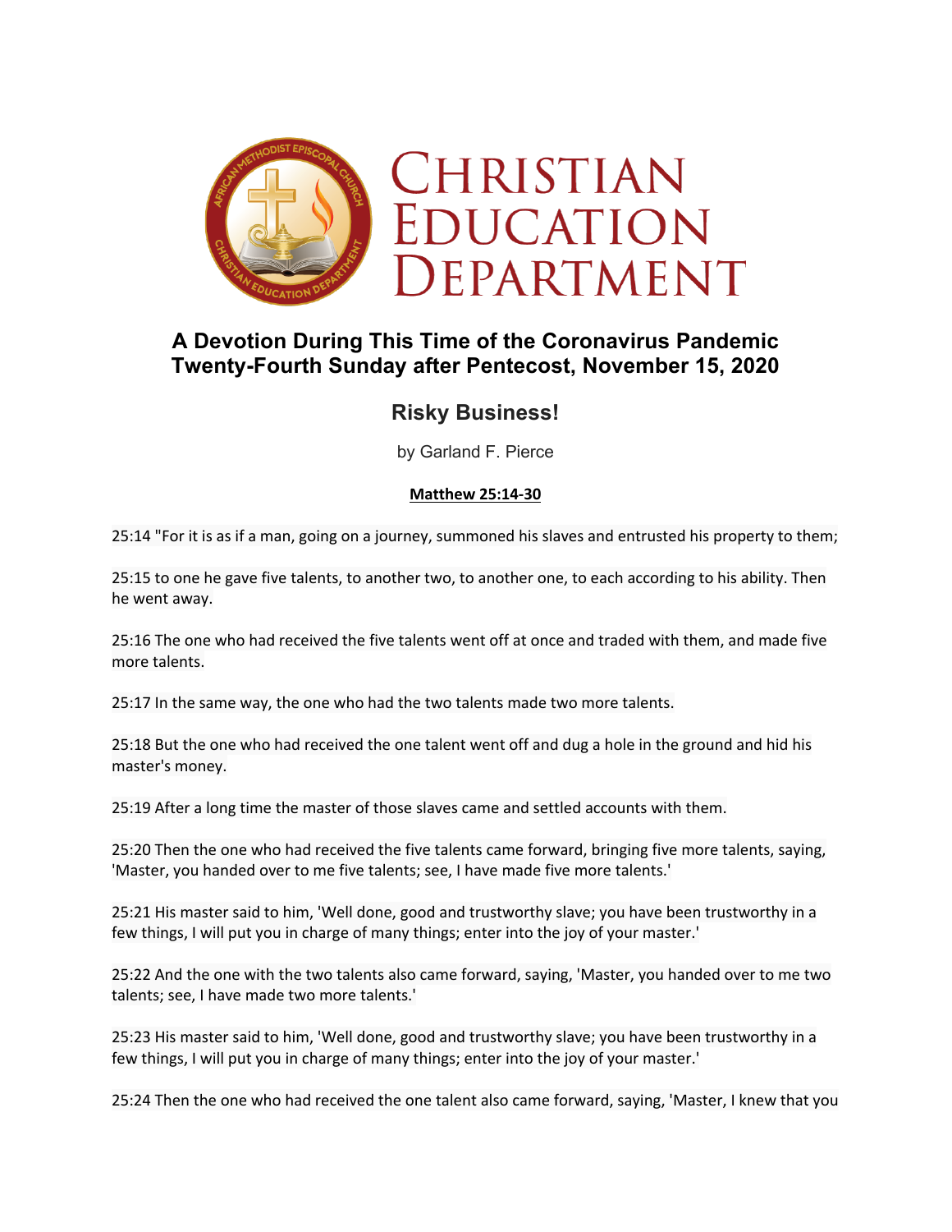# Christian Education Department

## A Devotion During This Time of the Coronavirus Pandemic
## Twenty-Fourth Sunday after Pentecost, November 15, 2020

### Risky Business!

by Garland F. Pierce

**Matthew 25:14-30**

25:14 "For it is as if a man, going on a journey, summoned his slaves and entrusted his property to them;

25:15 to one he gave five talents, to another two, to another one, to each according to his ability. Then he went away.

25:16 The one who had received the five talents went off at once and traded with them, and made five more talents.

25:17 In the same way, the one who had the two talents made two more talents.

25:18 But the one who had received the one talent went off and dug a hole in the ground and hid his master's money.

25:19 After a long time the master of those slaves came and settled accounts with them.

25:20 Then the one who had received the five talents came forward, bringing five more talents, saying, 'Master, you handed over to me five talents; see, I have made five more talents.'

25:21 His master said to him, 'Well done, good and trustworthy slave; you have been trustworthy in a few things, I will put you in charge of many things; enter into the joy of your master.'

25:22 And the one with the two talents also came forward, saying, 'Master, you handed over to me two talents; see, I have made two more talents.'

25:23 His master said to him, 'Well done, good and trustworthy slave; you have been trustworthy in a few things, I will put you in charge of many things; enter into the joy of your master.'

25:24 Then the one who had received the one talent also came forward, saying, 'Master, I knew that you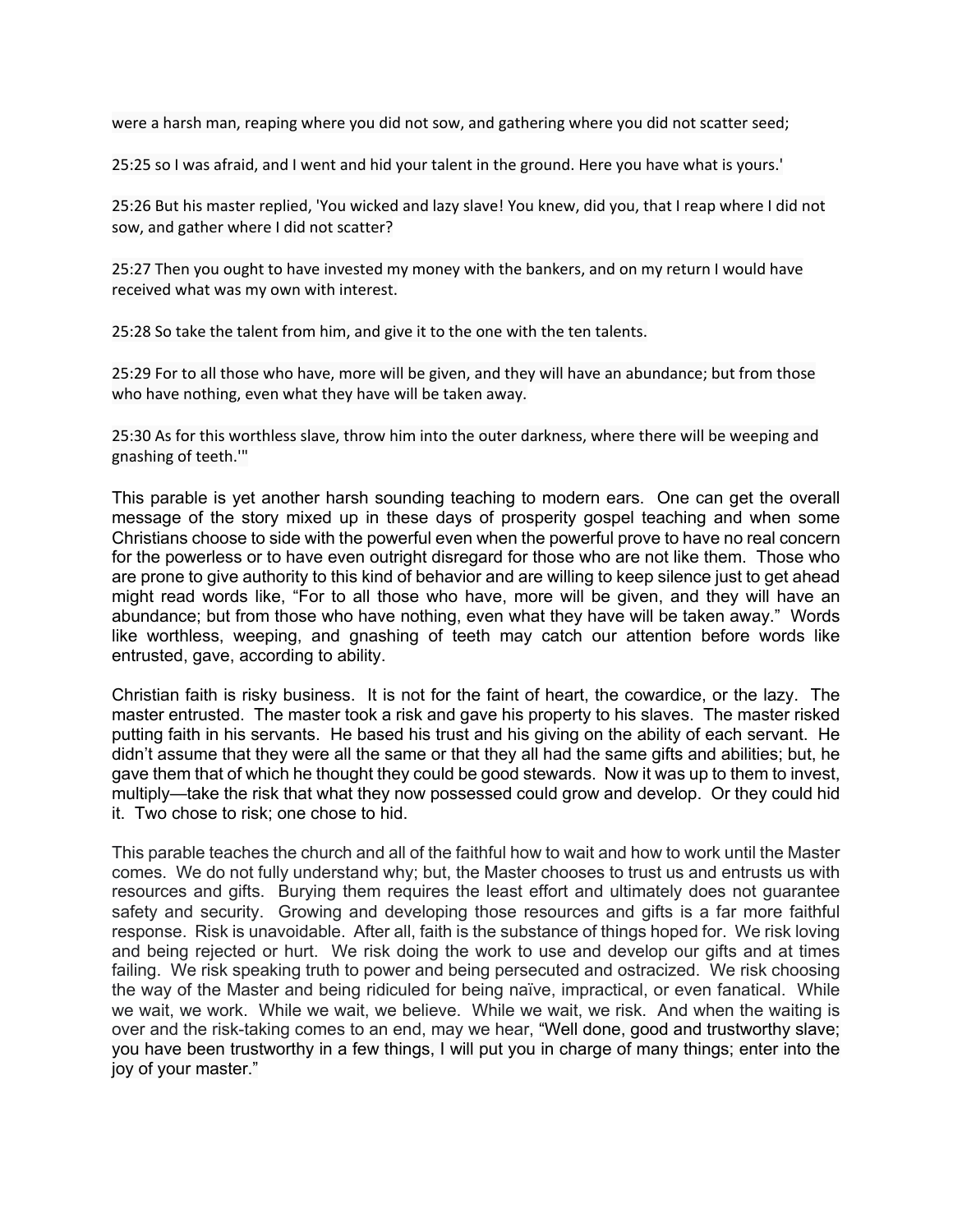were a harsh man, reaping where you did not sow, and gathering where you did not scatter seed;

25:25 so I was afraid, and I went and hid your talent in the ground. Here you have what is yours.'

25:26 But his master replied, 'You wicked and lazy slave! You knew, did you, that I reap where I did not sow, and gather where I did not scatter?

25:27 Then you ought to have invested my money with the bankers, and on my return I would have received what was my own with interest.

25:28 So take the talent from him, and give it to the one with the ten talents.

25:29 For to all those who have, more will be given, and they will have an abundance; but from those who have nothing, even what they have will be taken away.

25:30 As for this worthless slave, throw him into the outer darkness, where there will be weeping and gnashing of teeth.'"

This parable is yet another harsh sounding teaching to modern ears. One can get the overall message of the story mixed up in these days of prosperity gospel teaching and when some Christians choose to side with the powerful even when the powerful prove to have no real concern for the powerless or to have even outright disregard for those who are not like them. Those who are prone to give authority to this kind of behavior and are willing to keep silence just to get ahead might read words like, "For to all those who have, more will be given, and they will have an abundance; but from those who have nothing, even what they have will be taken away." Words like worthless, weeping, and gnashing of teeth may catch our attention before words like entrusted, gave, according to ability.

Christian faith is risky business. It is not for the faint of heart, the cowardice, or the lazy. The master entrusted. The master took a risk and gave his property to his slaves. The master risked putting faith in his servants. He based his trust and his giving on the ability of each servant. He didn't assume that they were all the same or that they all had the same gifts and abilities; but, he gave them that of which he thought they could be good stewards. Now it was up to them to invest, multiply—take the risk that what they now possessed could grow and develop. Or they could hid it. Two chose to risk; one chose to hid.

This parable teaches the church and all of the faithful how to wait and how to work until the Master comes. We do not fully understand why; but, the Master chooses to trust us and entrusts us with resources and gifts. Burying them requires the least effort and ultimately does not guarantee safety and security. Growing and developing those resources and gifts is a far more faithful response. Risk is unavoidable. After all, faith is the substance of things hoped for. We risk loving and being rejected or hurt. We risk doing the work to use and develop our gifts and at times failing. We risk speaking truth to power and being persecuted and ostracized. We risk choosing the way of the Master and being ridiculed for being naïve, impractical, or even fanatical. While we wait, we work. While we wait, we believe. While we wait, we risk. And when the waiting is over and the risk-taking comes to an end, may we hear, "Well done, good and trustworthy slave; you have been trustworthy in a few things, I will put you in charge of many things; enter into the joy of your master."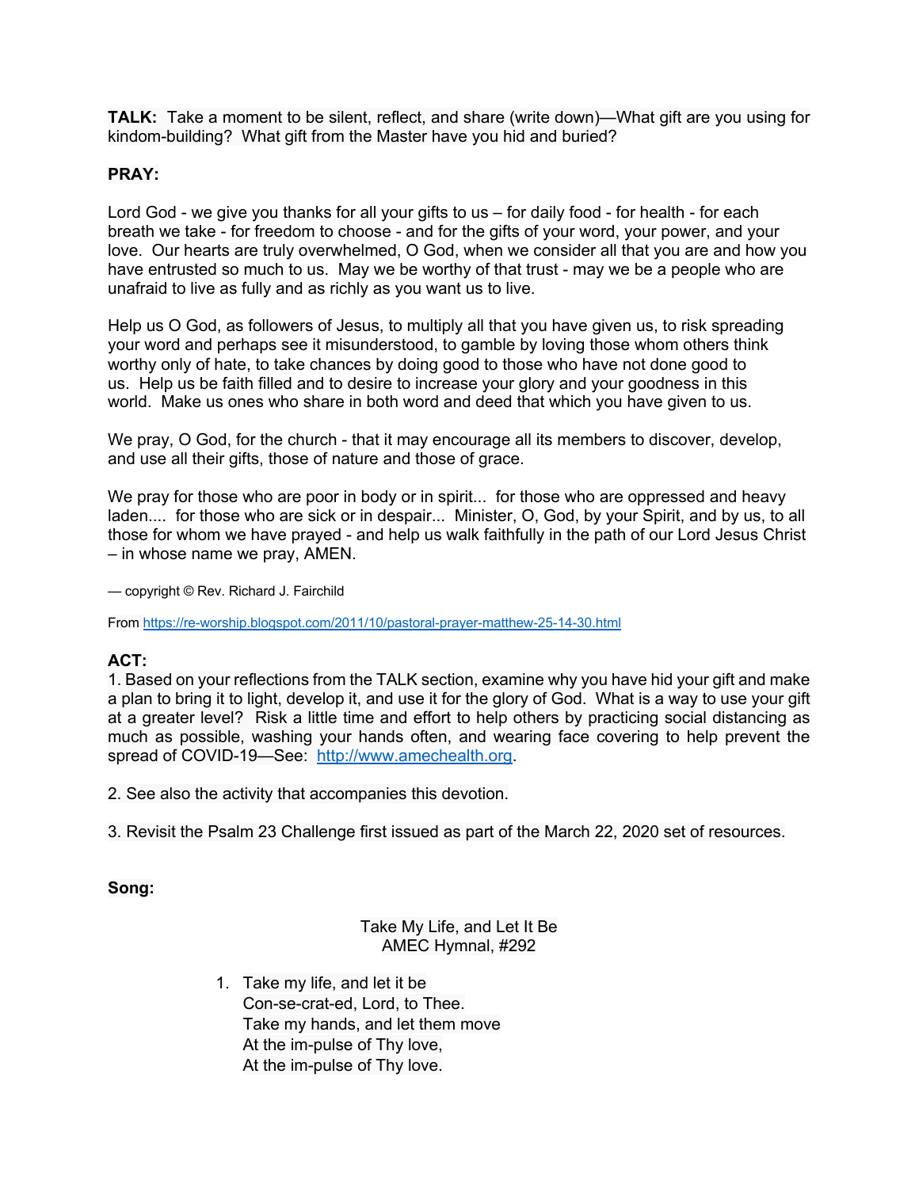**TALK:** Take a moment to be silent, reflect, and share (write down)—What gift are you using for kindom-building? What gift from the Master have you hid and buried?

**PRAY:**

Lord God - we give you thanks for all your gifts to us – for daily food - for health - for each breath we take - for freedom to choose - and for the gifts of your word, your power, and your love. Our hearts are truly overwhelmed, O God, when we consider all that you are and how you have entrusted so much to us. May we be worthy of that trust - may we be a people who are unafraid to live as fully and as richly as you want us to live.

Help us O God, as followers of Jesus, to multiply all that you have given us, to risk spreading your word and perhaps see it misunderstood, to gamble by loving those whom others think worthy only of hate, to take chances by doing good to those who have not done good to us. Help us be faith filled and to desire to increase your glory and your goodness in this world. Make us ones who share in both word and deed that which you have given to us.

We pray, O God, for the church - that it may encourage all its members to discover, develop, and use all their gifts, those of nature and those of grace.

We pray for those who are poor in body or in spirit... for those who are oppressed and heavy laden.... for those who are sick or in despair... Minister, O, God, by your Spirit, and by us, to all those for whom we have prayed - and help us walk faithfully in the path of our Lord Jesus Christ – in whose name we pray, AMEN.

— copyright © Rev. Richard J. Fairchild

From https://re-worship.blogspot.com/2011/10/pastoral-prayer-matthew-25-14-30.html

**ACT:**

1. Based on your reflections from the TALK section, examine why you have hid your gift and make a plan to bring it to light, develop it, and use it for the glory of God. What is a way to use your gift at a greater level? Risk a little time and effort to help others by practicing social distancing as much as possible, washing your hands often, and wearing face covering to help prevent the spread of COVID-19—See: http://www.amechealth.org.

2. See also the activity that accompanies this devotion.

3. Revisit the Psalm 23 Challenge first issued as part of the March 22, 2020 set of resources.

**Song:**

Take My Life, and Let It Be
AMEC Hymnal, #292

1. Take my life, and let it be
   Con-se-crat-ed, Lord, to Thee.
   Take my hands, and let them move
   At the im-pulse of Thy love,
   At the im-pulse of Thy love.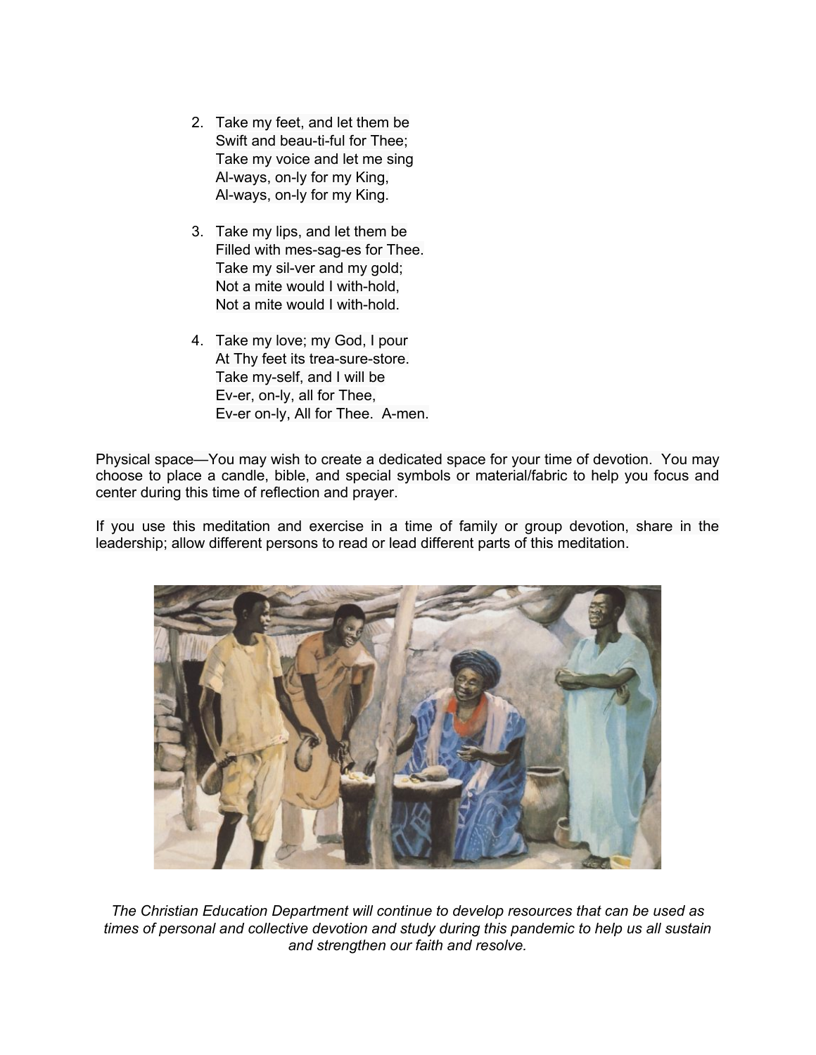2. Take my feet, and let them be
   Swift and beau-ti-ful for Thee;
   Take my voice and let me sing
   Al-ways, on-ly for my King,
   Al-ways, on-ly for my King.

3. Take my lips, and let them be
   Filled with mes-sag-es for Thee.
   Take my sil-ver and my gold;
   Not a mite would I with-hold,
   Not a mite would I with-hold.

4. Take my love; my God, I pour
   At Thy feet its trea-sure-store.
   Take my-self, and I will be
   Ev-er, on-ly, all for Thee,
   Ev-er on-ly, All for Thee. A-men.

Physical space—You may wish to create a dedicated space for your time of devotion. You may choose to place a candle, bible, and special symbols or material/fabric to help you focus and center during this time of reflection and prayer.

If you use this meditation and exercise in a time of family or group devotion, share in the leadership; allow different persons to read or lead different parts of this meditation.

*The Christian Education Department will continue to develop resources that can be used as times of personal and collective devotion and study during this pandemic to help us all sustain and strengthen our faith and resolve.*